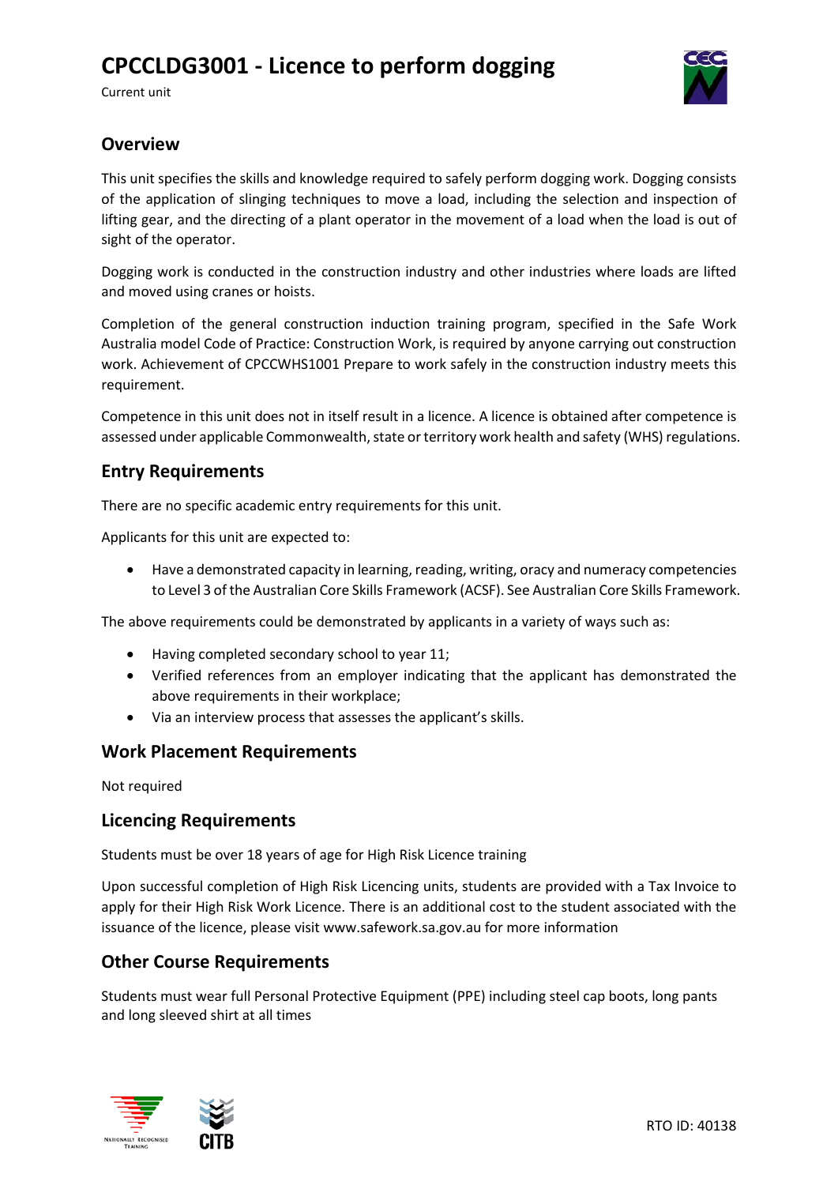# CPCCLDG3001 - Licence to perform dogging

Current unit

## Overview

This unit specifies the skills and knowledge required to safely perform dogging work. Dogging consists of the application of slinging techniques to move a load, including the selection and inspection of lifting gear, and the directing of a plant operator in the movement of a load when the load is out of sight of the operator.

Dogging work is conducted in the construction industry and other industries where loads are lifted and moved using cranes or hoists.

Completion of the general construction induction training program, specified in the Safe Work Australia model Code of Practice: Construction Work, is required by anyone carrying out construction work. Achievement of CPCCWHS1001 Prepare to work safely in the construction industry meets this requirement.

Competence in this unit does not in itself result in a licence. A licence is obtained after competence is assessed under applicable Commonwealth, state or territory work health and safety (WHS) regulations.

## Entry Requirements

There are no specific academic entry requirements for this unit.

Applicants for this unit are expected to:

- Have a demonstrated capacity in learning, reading, writing, oracy and numeracy competencies to Level 3 of the Australian Core Skills Framework (ACSF). See Australian Core Skills Framework.

The above requirements could be demonstrated by applicants in a variety of ways such as:

- Having completed secondary school to year 11;
- Verified references from an employer indicating that the applicant has demonstrated the above requirements in their workplace;
- Via an interview process that assesses the applicant's skills.

## Work Placement Requirements

Not required

## Licencing Requirements

Students must be over 18 years of age for High Risk Licence training

Upon successful completion of High Risk Licencing units, students are provided with a Tax Invoice to apply for their High Risk Work Licence. There is an additional cost to the student associated with the issuance of the licence, please visit www.safework.sa.gov.au for more information

## Other Course Requirements

Students must wear full Personal Protective Equipment (PPE) including steel cap boots, long pants and long sleeved shirt at all times

RTO ID: 40138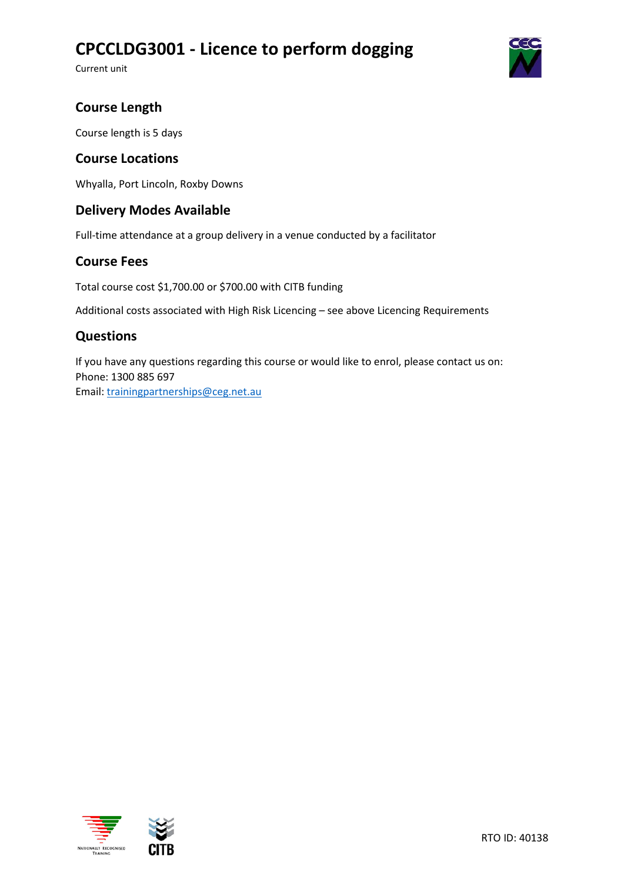# CPCCLDG3001 - Licence to perform dogging

Current unit

## Course Length

Course length is 5 days

## Course Locations

Whyalla, Port Lincoln, Roxby Downs

## Delivery Modes Available

Full-time attendance at a group delivery in a venue conducted by a facilitator

## Course Fees

Total course cost $1,700.00 or $700.00 with CITB funding

Additional costs associated with High Risk Licencing – see above Licencing Requirements

## Questions

If you have any questions regarding this course or would like to enrol, please contact us on:
Phone: 1300 885 697
Email: trainingpartnerships@ceg.net.au

RTO ID: 40138